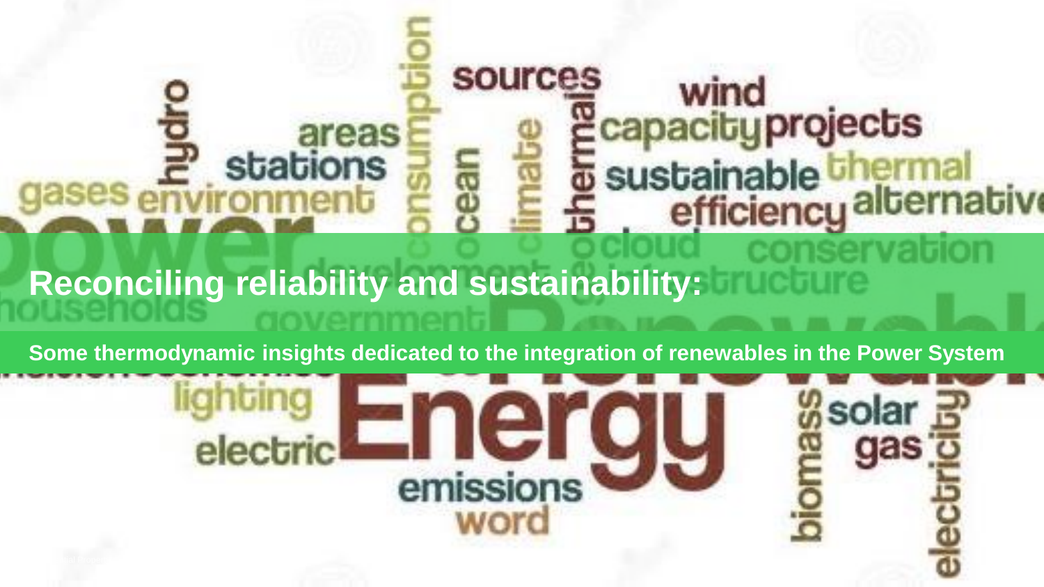# Reconciling reliability and sustainability:

**Some thermodynamic insights dedicated to the integration of renewables in the Power System**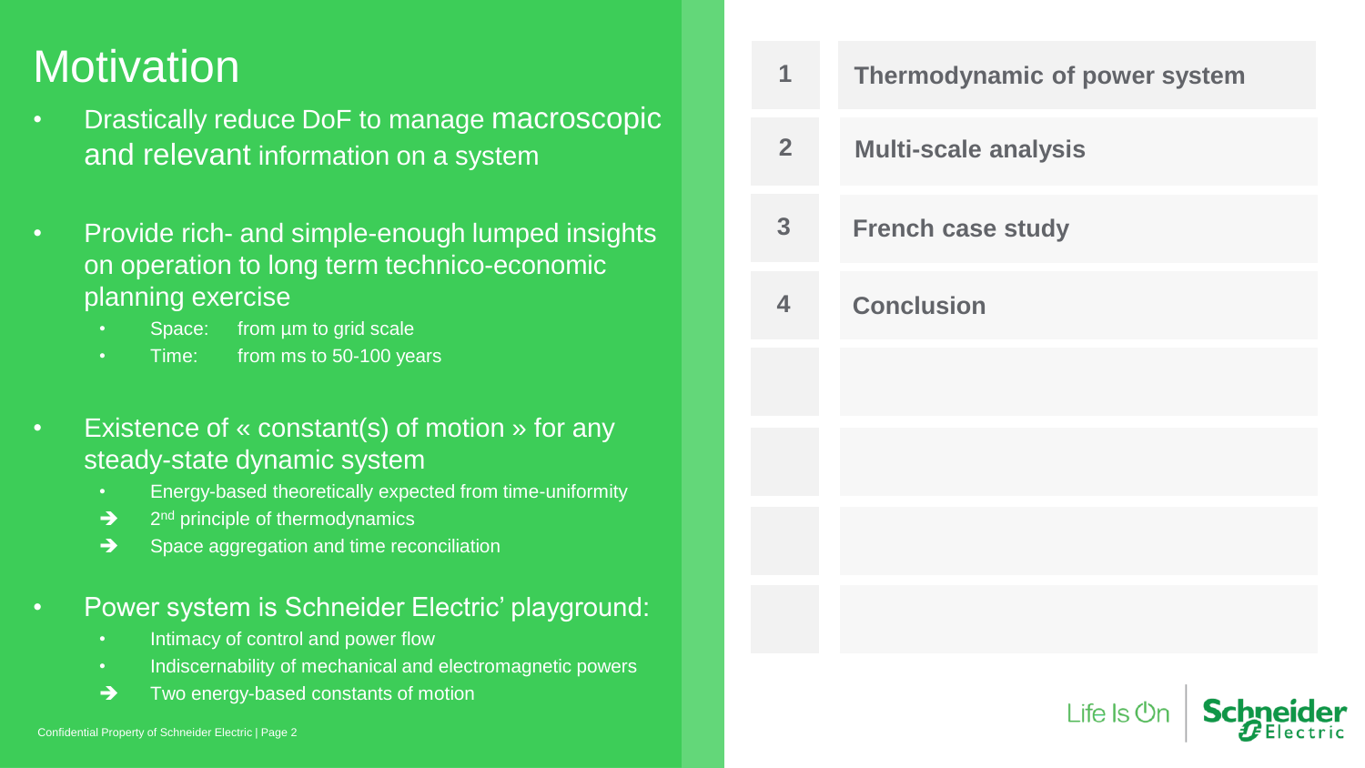# Motivation

- Drastically reduce DoF to manage macroscopic and relevant information on a system
- Provide rich- and simple-enough lumped insights on operation to long term technico-economic planning exercise
  - Space: from µm to grid scale
  - Time: from ms to 50-100 years
- Existence of « constant(s) of motion » for any steady-state dynamic system
  - Energy-based theoretically expected from time-uniformity
  - ➔ 2nd principle of thermodynamics
  - ➔ Space aggregation and time reconciliation
- Power system is Schneider Electric' playground:
  - Intimacy of control and power flow
  - Indiscernability of mechanical and electromagnetic powers
  - ➔ Two energy-based constants of motion

| | |
|---|---|
| **1** | **Thermodynamic of power system** |
| **2** | **Multi-scale analysis** |
| **3** | **French case study** |
| **4** | **Conclusion** |

Confidential Property of Schneider Electric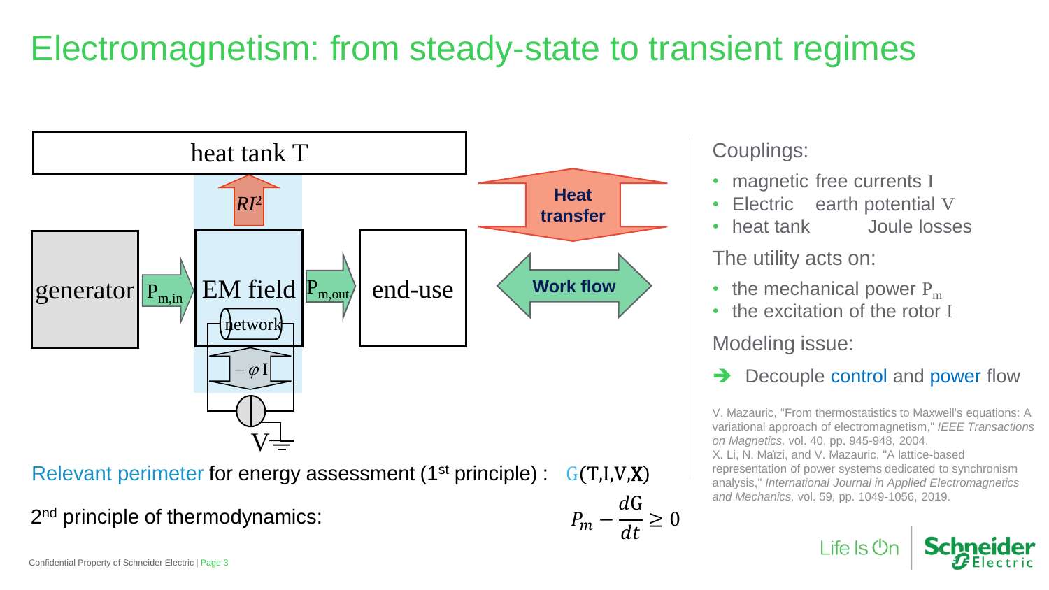# Electromagnetism: from steady-state to transient regimes

heat tank T

$RI^2$

generator $P_{m,in}$ EM field $P_{m,out}$ end-use

network

$-\varphi$ I

V

**Heat transfer**

**Work flow**

Relevant perimeter for energy assessment (1st principle) : $G(T,I,V,\mathbf{X})$

2nd principle of thermodynamics: $P_m - \frac{dG}{dt} \geq 0$

Couplings:

- magnetic free currents I
- Electric earth potential V
- heat tank Joule losses

The utility acts on:

- the mechanical power $P_m$
- the excitation of the rotor I

Modeling issue:

➔ Decouple control and power flow

V. Mazauric, "From thermostatistics to Maxwell's equations: A variational approach of electromagnetism," *IEEE Transactions on Magnetics,* vol. 40, pp. 945-948, 2004.
X. Li, N. Maïzi, and V. Mazauric, "A lattice-based representation of power systems dedicated to synchronism analysis," *International Journal in Applied Electromagnetics and Mechanics,* vol. 59, pp. 1049-1056, 2019.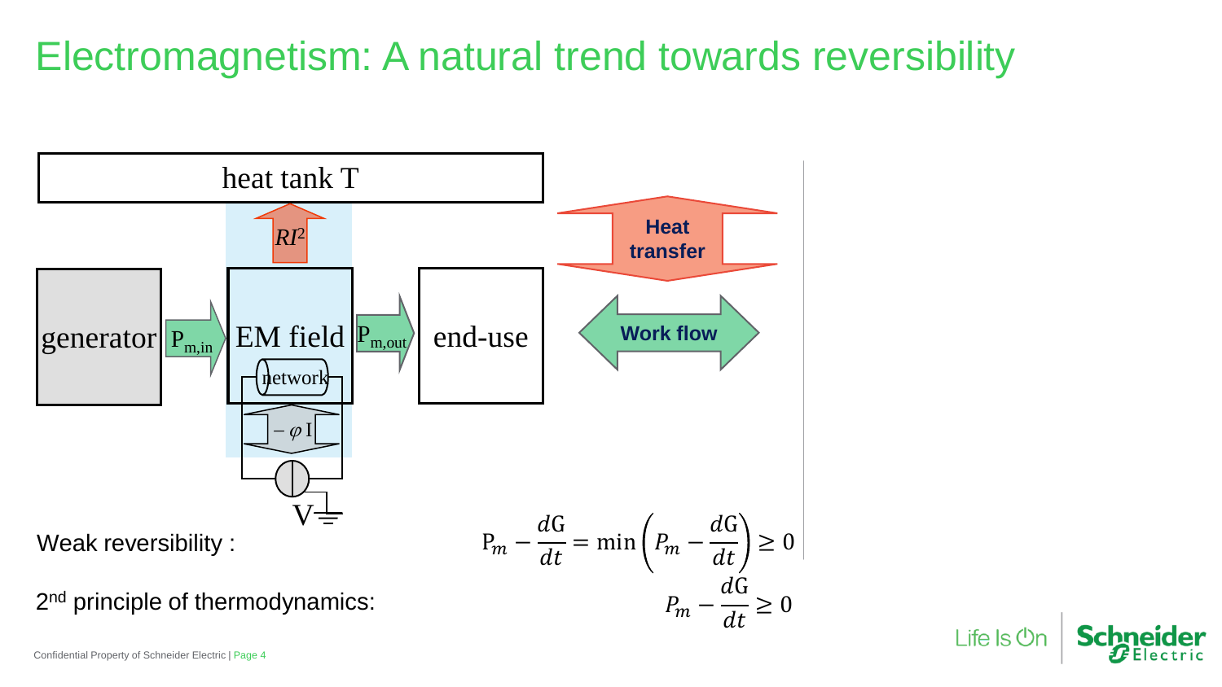# Electromagnetism: A natural trend towards reversibility

heat tank T

$RI^2$

generator $P_{m,in}$ EM field $P_{m,out}$ end-use

network

$-\varphi\,I$

V

**Heat transfer**

**Work flow**

Weak reversibility :

$$P_m - \frac{dG}{dt} = \min\left(P_m - \frac{dG}{dt}\right) \geq 0$$

2nd principle of thermodynamics:

$$P_m - \frac{dG}{dt} \geq 0$$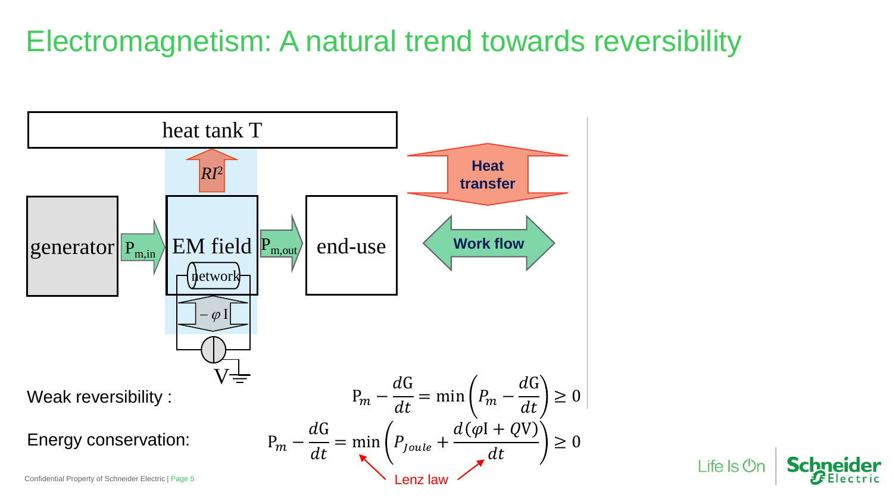# Electromagnetism: A natural trend towards reversibility

heat tank T

$RI^2$

generator → $P_{m,in}$ → EM field → $P_{m,out}$ → end-use

network

$-\varphi I$

V

Heat transfer

Work flow

Weak reversibility :

$$P_m - \frac{dG}{dt} = \min\left(P_m - \frac{dG}{dt}\right) \geq 0$$

Energy conservation:

$$P_m - \frac{dG}{dt} = \min\left(P_{Joule} + \frac{d(\varphi I + QV)}{dt}\right) \geq 0$$

Lenz law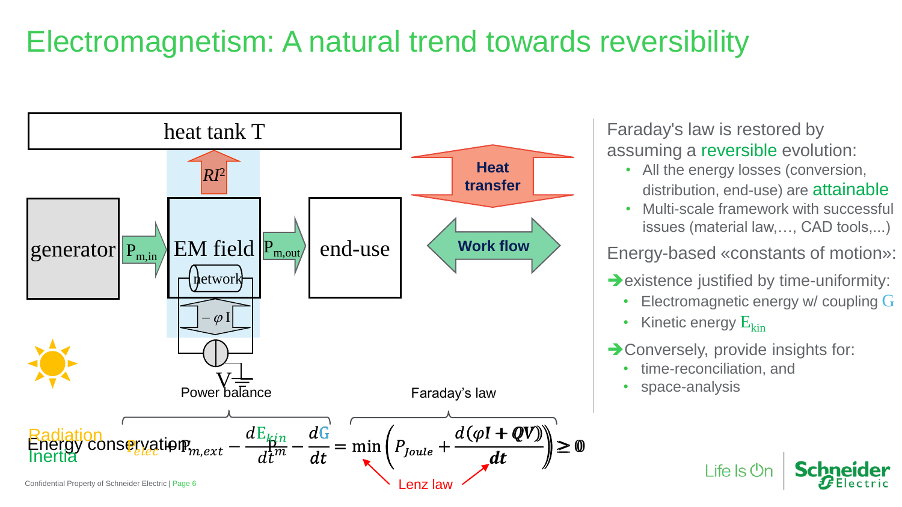# Electromagnetism: A natural trend towards reversibility

heat tank T

$RI^2$

generator $P_{m,in}$ EM field $P_{m,out}$ end-use

network

$-\varphi$ I

V

**Heat transfer**

**Work flow**

Power balance

Faraday's law

Radiation

Energy conservation

Inertia

$$P_{elec} + P_{m,ext} - \frac{dE_{kin}}{dt} - P_m - \frac{dG}{dt} = \min\left(P_{Joule} + \frac{d(\varphi I + QV)}{dt}\right) \geq 0$$

Lenz law

Faraday's law is restored by assuming a reversible evolution:

- All the energy losses (conversion, distribution, end-use) are attainable
- Multi-scale framework with successful issues (material law,…, CAD tools,...)

Energy-based «constants of motion»:

➔existence justified by time-uniformity:

- Electromagnetic energy w/ coupling G
- Kinetic energy $E_{kin}$

➔Conversely, provide insights for:

- time-reconciliation, and
- space-analysis

Confidential Property of Schneider Electric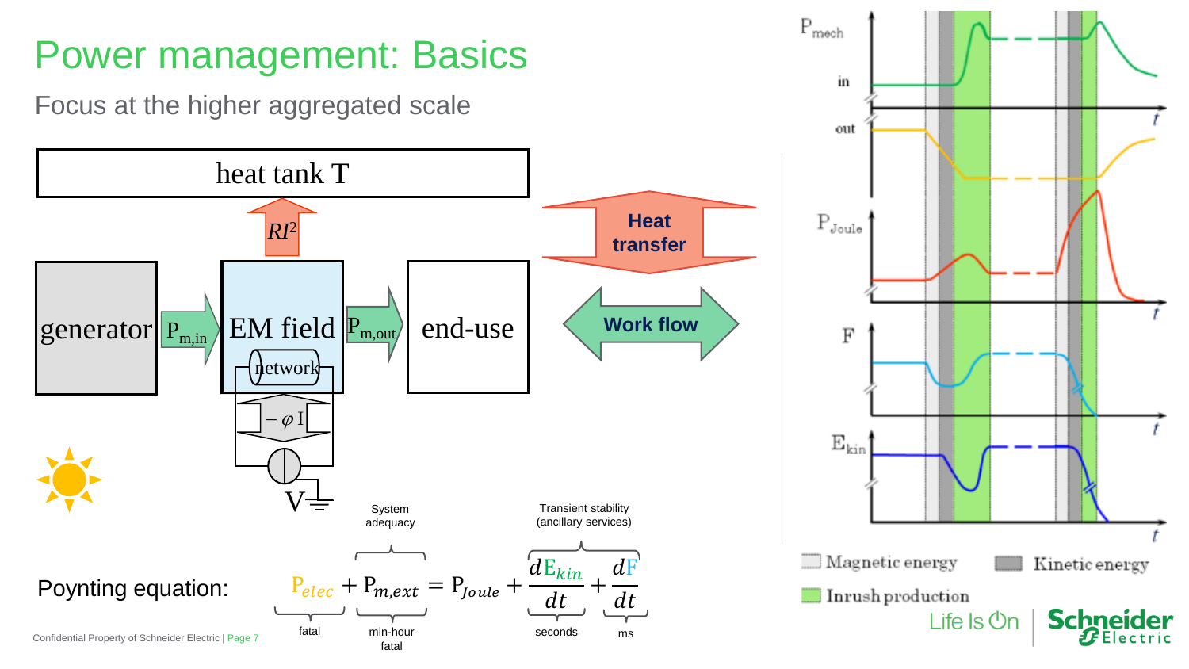# Power management: Basics

## Focus at the higher aggregated scale

heat tank T

$RI^2$

generator → $P_{m,in}$ → EM field (network) → $P_{m,out}$ → end-use

$-\varphi I$

V

**Heat transfer**

**Work flow**

Poynting equation:

$$\underbrace{P_{elec}}_{\text{fatal}} + \overbrace{\underbrace{P_{m,ext}}_{\text{min-hour fatal}}}^{\text{System adequacy}} = P_{Joule} + \overbrace{\underbrace{\frac{dE_{kin}}{dt}}_{\text{seconds}} + \underbrace{\frac{dF}{dt}}_{\text{ms}}}^{\text{Transient stability (ancillary services)}}$$

$P_{mech}$ in / out, $P_{Joule}$, F, $E_{kin}$ versus t

Magnetic energy | Kinetic energy | Inrush production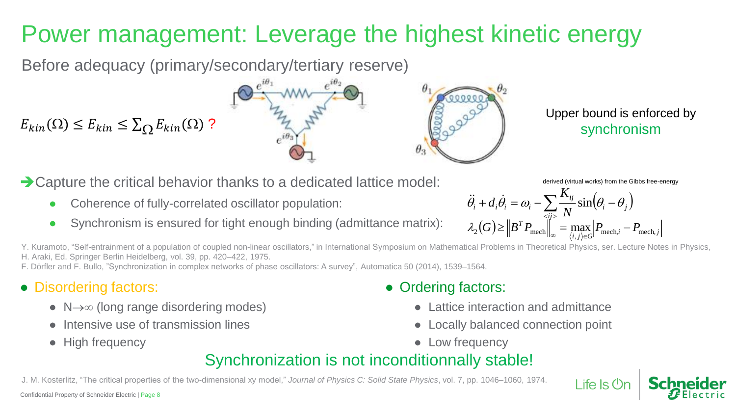# Power management: Leverage the highest kinetic energy

## Before adequacy (primary/secondary/tertiary reserve)

$E_{kin}(\Omega) \leq E_{kin} \leq \sum_{\Omega} E_{kin}(\Omega)$ ?

Upper bound is enforced by synchronism

➔ Capture the critical behavior thanks to a dedicated lattice model:

- Coherence of fully-correlated oscillator population:
- Synchronism is ensured for tight enough binding (admittance matrix):

derived (virtual works) from the Gibbs free-energy

$$\ddot{\theta}_i + d_i \dot{\theta}_i = \omega_i - \sum_{<ij>} \frac{K_{ij}}{N} \sin(\theta_i - \theta_j)$$

$$\lambda_2(G) \geq \left\| B^T P_{\text{mech}} \right\|_\infty = \max_{\langle i,j \rangle \in G} \left| P_{\text{mech},i} - P_{\text{mech},j} \right|$$

Y. Kuramoto, "Self-entrainment of a population of coupled non-linear oscillators," in International Symposium on Mathematical Problems in Theoretical Physics, ser. Lecture Notes in Physics, H. Araki, Ed. Springer Berlin Heidelberg, vol. 39, pp. 420–422, 1975.
F. Dörfler and F. Bullo, "Synchronization in complex networks of phase oscillators: A survey", Automatica 50 (2014), 1539–1564.

- Disordering factors:
  - N→∞ (long range disordering modes)
  - Intensive use of transmission lines
  - High frequency
- Ordering factors:
  - Lattice interaction and admittance
  - Locally balanced connection point
  - Low frequency

**Synchronization is not inconditionnally stable!**

J. M. Kosterlitz, "The critical properties of the two-dimensional xy model," *Journal of Physics C: Solid State Physics*, vol. 7, pp. 1046–1060, 1974.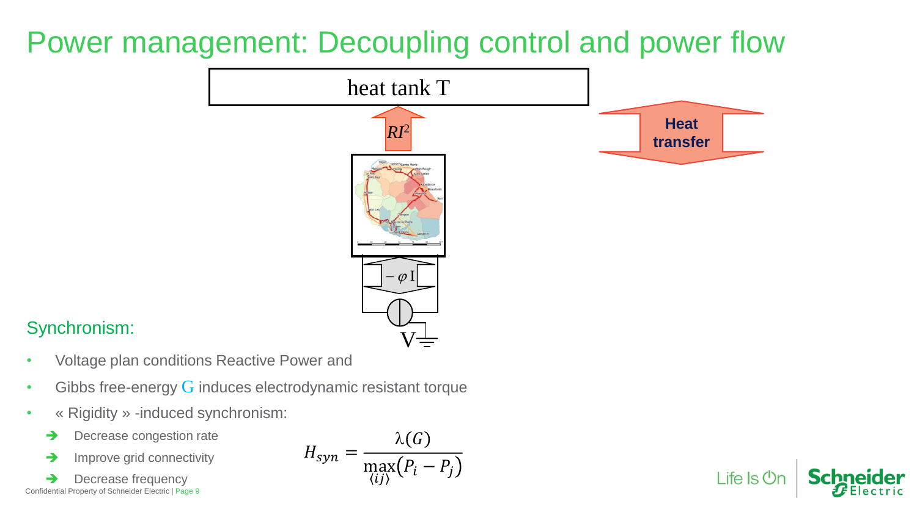# Power management: Decoupling control and power flow

heat tank T

$RI^2$

Heat transfer

$-\varphi$ I

V

## Synchronism:

- Voltage plan conditions Reactive Power and
- Gibbs free-energy G induces electrodynamic resistant torque
- « Rigidity » -induced synchronism:
  - ➔ Decrease congestion rate
  - ➔ Improve grid connectivity
  - ➔ Decrease frequency

$$H_{syn} = \frac{\lambda(G)}{\max_{\langle ij \rangle}(P_i - P_j)}$$

Confidential Property of Schneider Electric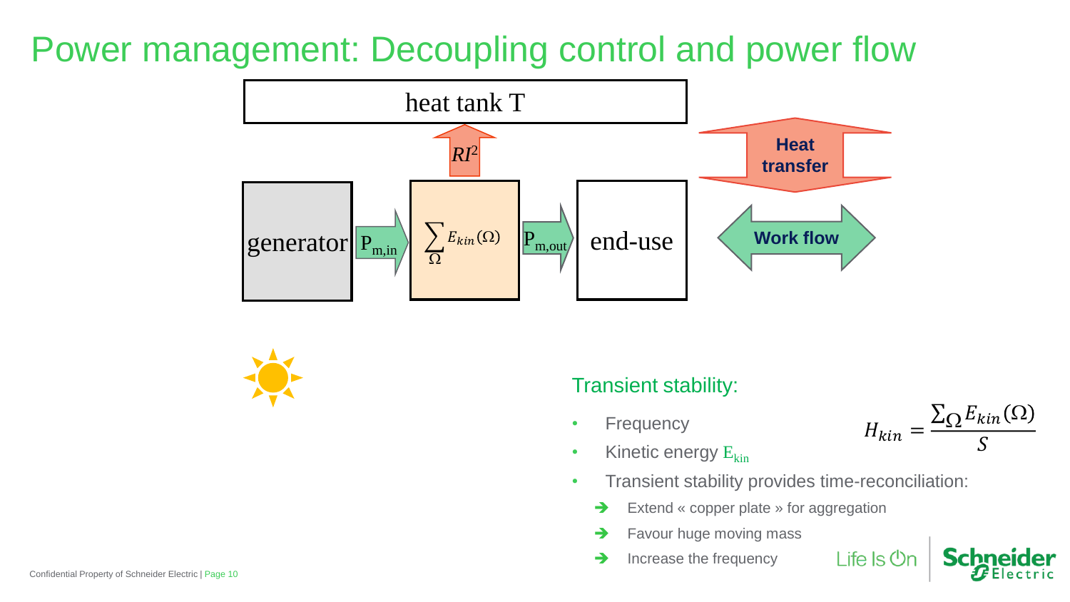# Power management: Decoupling control and power flow

heat tank T

$RI^2$

generator → $P_{m,in}$ → $\sum_{\Omega} E_{kin}(\Omega)$ → $P_{m,out}$ → end-use

Heat transfer

Work flow

## Transient stability:

- Frequency
- Kinetic energy $E_{kin}$
- Transient stability provides time-reconciliation:
  - ➔ Extend « copper plate » for aggregation
  - ➔ Favour huge moving mass
  - ➔ Increase the frequency

$$H_{kin} = \frac{\sum_{\Omega} E_{kin}(\Omega)}{S}$$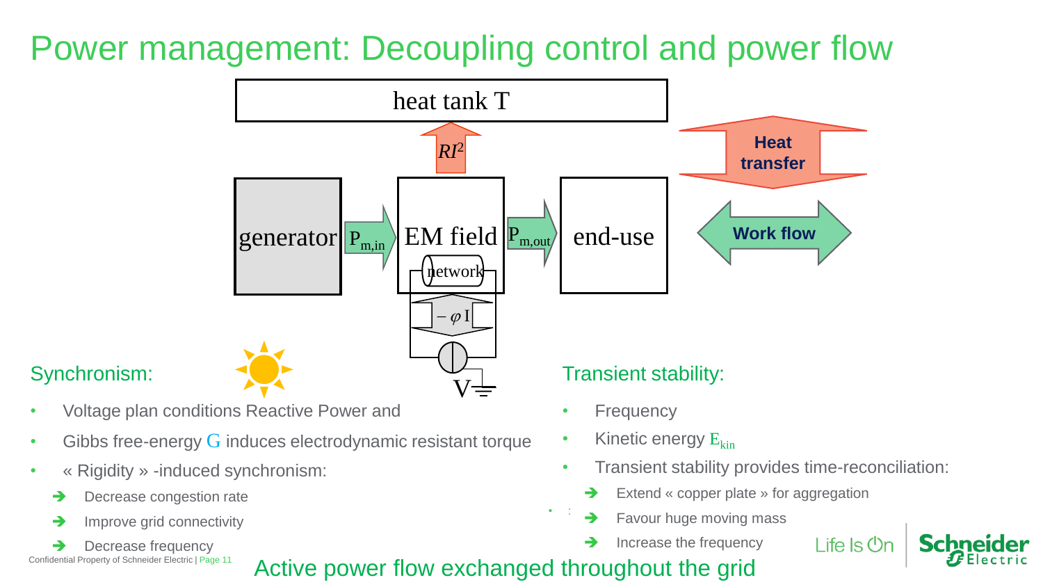# Power management: Decoupling control and power flow

heat tank T

$RI^2$

generator | $P_{m,in}$ | EM field | $P_{m,out}$ | end-use

network

$-\varphi$ I

V

Heat transfer

Work flow

## Synchronism:

- Voltage plan conditions Reactive Power and
- Gibbs free-energy G induces electrodynamic resistant torque
- « Rigidity » -induced synchronism:
  - ➔ Decrease congestion rate
  - ➔ Improve grid connectivity
  - ➔ Decrease frequency

## Transient stability:

- Frequency
- Kinetic energy $E_{kin}$
- Transient stability provides time-reconciliation:
  - ➔ Extend « copper plate » for aggregation
  - ➔ Favour huge moving mass
  - ➔ Increase the frequency

Active power flow exchanged throughout the grid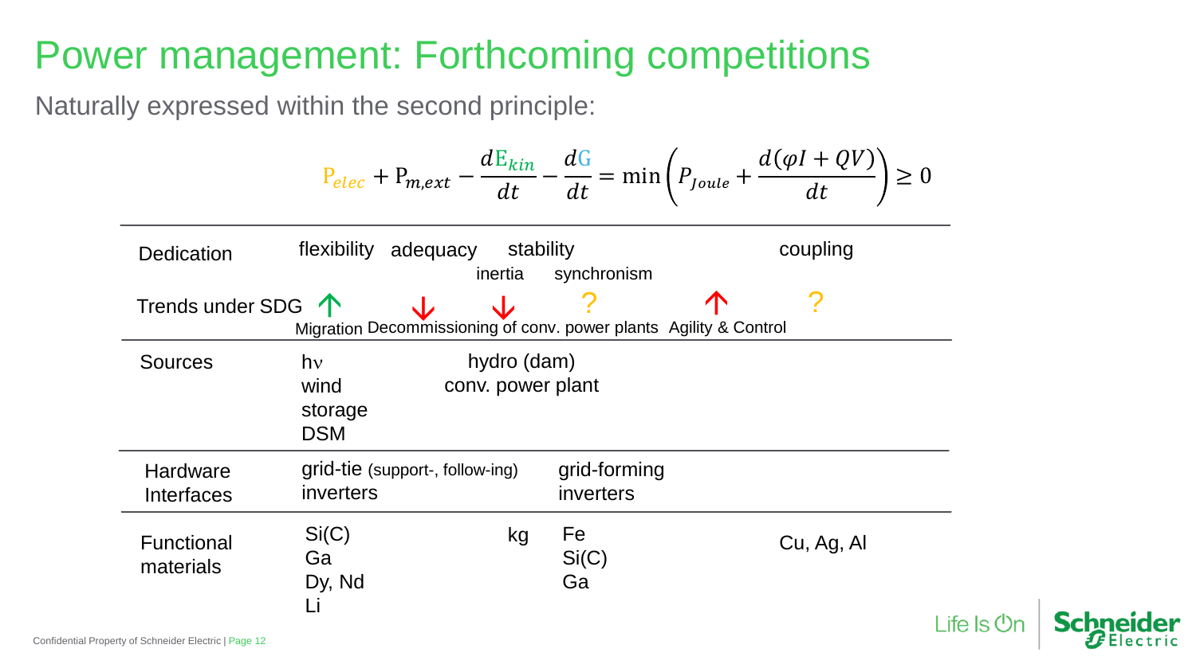# Power management: Forthcoming competitions

Naturally expressed within the second principle:

$$P_{elec} + P_{m,ext} - \frac{dE_{kin}}{dt} - \frac{dG}{dt} = \min\left(P_{Joule} + \frac{d(\varphi I + QV)}{dt}\right) \geq 0$$

| | | | | | | |
|---|---|---|---|---|---|---|
| Dedication | flexibility | adequacy | stability (inertia) | stability (synchronism) | | coupling |
| Trends under SDG | ↑ Migration | ↓ Decommissioning of conv. power plants | ↓ | ? | ↑ Agility & Control | ? |
| Sources | hν<br>wind<br>storage<br>DSM | hydro (dam)<br>conv. power plant | | | | |
| Hardware Interfaces | grid-tie (support-, follow-ing) inverters | | | grid-forming inverters | | |
| Functional materials | Si(C)<br>Ga<br>Dy, Nd<br>Li | | kg | Fe<br>Si(C)<br>Ga | | Cu, Ag, Al |

Confidential Property of Schneider Electric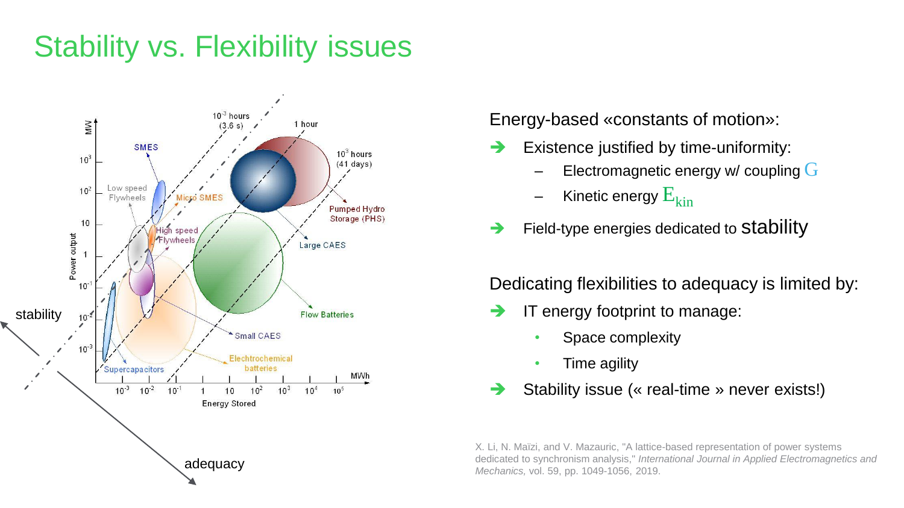# Stability vs. Flexibility issues

Energy-based «constants of motion»:

- ➔ Existence justified by time-uniformity:
  - – Electromagnetic energy w/ coupling $G$
  - – Kinetic energy $E_{kin}$
- ➔ Field-type energies dedicated to stability

Dedicating flexibilities to adequacy is limited by:

- ➔ IT energy footprint to manage:
  - Space complexity
  - Time agility
- ➔ Stability issue (« real-time » never exists!)

X. Li, N. Maïzi, and V. Mazauric, "A lattice-based representation of power systems dedicated to synchronism analysis," *International Journal in Applied Electromagnetics and Mechanics*, vol. 59, pp. 1049-1056, 2019.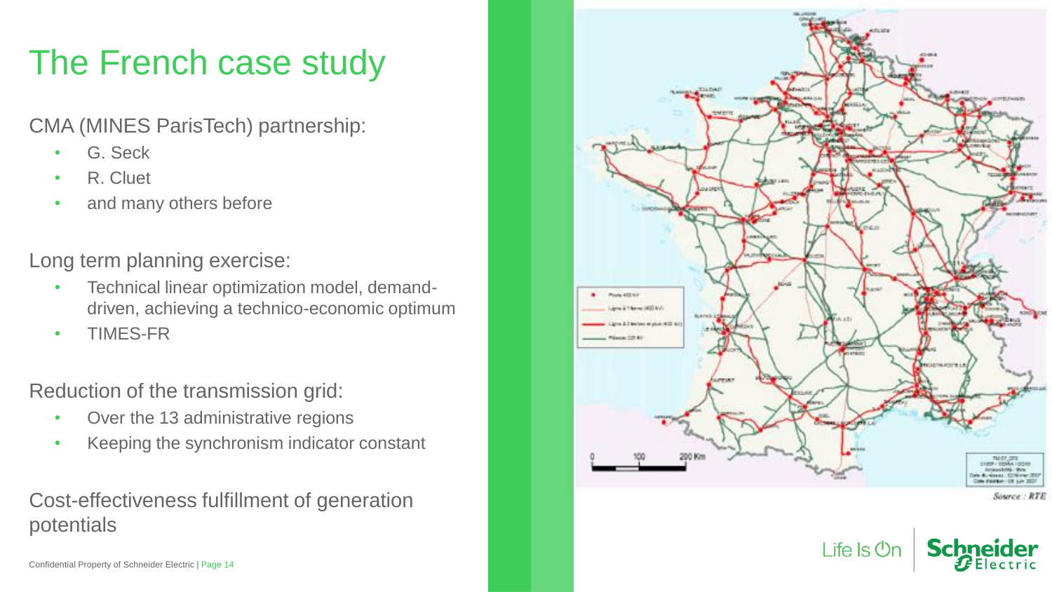# The French case study

CMA (MINES ParisTech) partnership:

- G. Seck
- R. Cluet
- and many others before

Long term planning exercise:

- Technical linear optimization model, demand-driven, achieving a technico-economic optimum
- TIMES-FR

Reduction of the transmission grid:

- Over the 13 administrative regions
- Keeping the synchronism indicator constant

Cost-effectiveness fulfillment of generation potentials

Source : RTE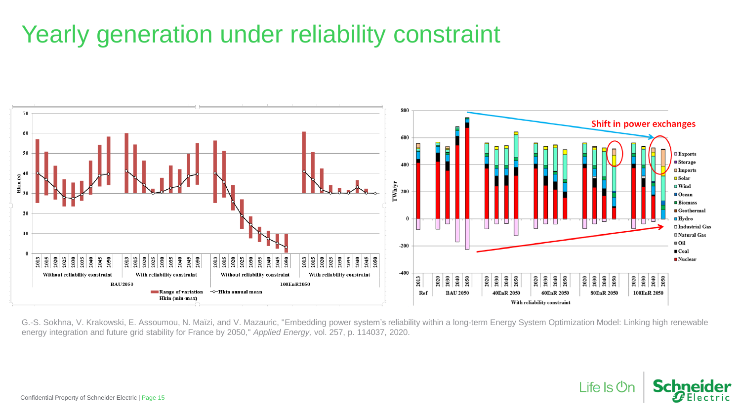# Yearly generation under reliability constraint

Hkin (s)

70, 60, 50, 40, 30, 20, 10, 0

2013 2015 2020 2025 2030 2035 2040 2045 2050

Without reliability constraint | With reliability constraint | Without reliability constraint | With reliability constraint

BAU2050 | 100EnR2050

Range of variation Hkin (min-max) —◇—Hkin annual mean

Shift in power exchanges

TWh/yr

800, 600, 400, 200, 0, -200, -400

Ref | BAU 2050 | 40EnR 2050 | 60EnR 2050 | 80EnR 2050 | 100EnR 2050

With reliability constraint

Exports, Storage, Imports, Solar, Wind, Ocean, Biomass, Geothermal, Hydro, Industrial Gas, Natural Gas, Oil, Coal, Nuclear

G.-S. Sokhna, V. Krakowski, E. Assoumou, N. Maïzi, and V. Mazauric, "Embedding power system's reliability within a long-term Energy System Optimization Model: Linking high renewable energy integration and future grid stability for France by 2050," *Applied Energy,* vol. 257, p. 114037, 2020.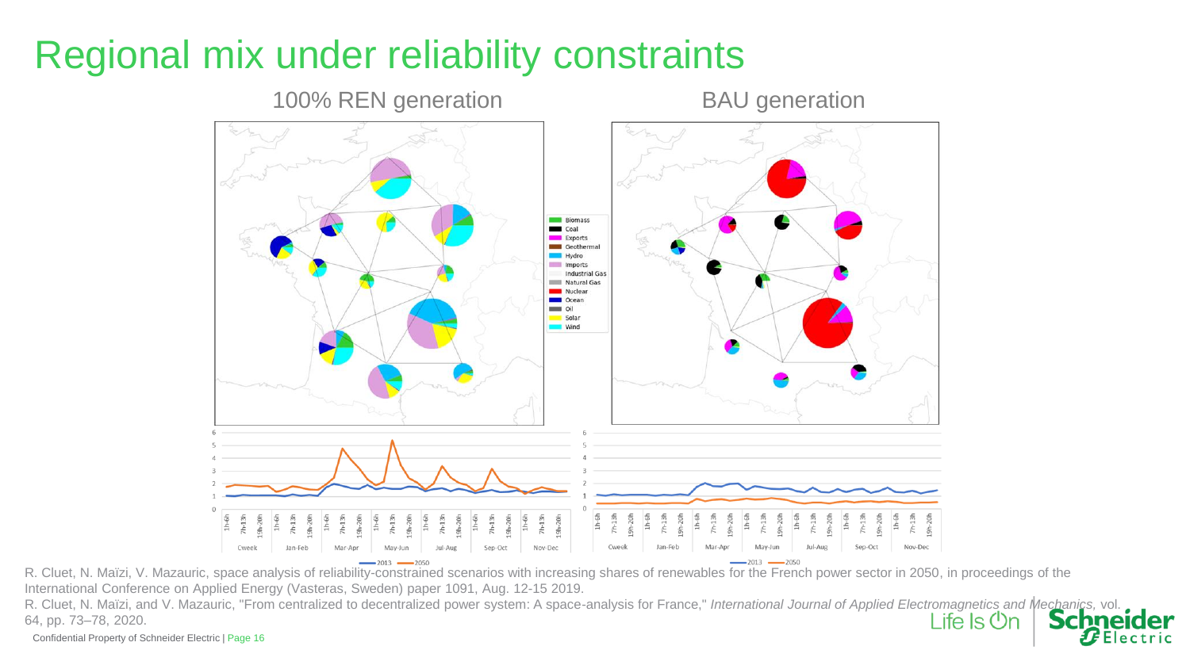# Regional mix under reliability constraints

100% REN generation

BAU generation

Biomass
Coal
Exports
Geothermal
Hydro
Imports
Industrial Gas
Natural Gas
Nuclear
Ocean
Oil
Solar
Wind

—2013 —2050

R. Cluet, N. Maïzi, V. Mazauric, space analysis of reliability-constrained scenarios with increasing shares of renewables for the French power sector in 2050, in proceedings of the International Conference on Applied Energy (Vasteras, Sweden) paper 1091, Aug. 12-15 2019.

R. Cluet, N. Maïzi, and V. Mazauric, "From centralized to decentralized power system: A space-analysis for France," *International Journal of Applied Electromagnetics and Mechanics*, vol. 64, pp. 73–78, 2020.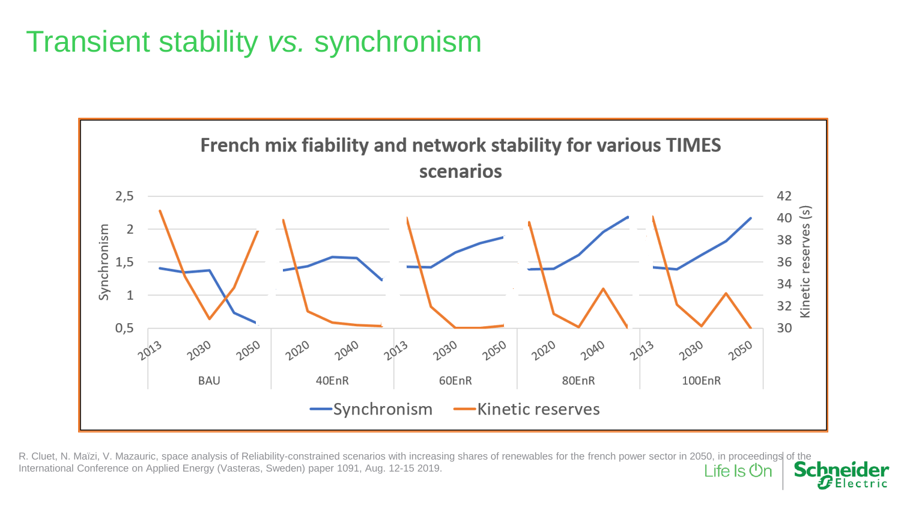# Transient stability *vs.* synchronism

French mix fiability and network stability for various TIMES scenarios

R. Cluet, N. Maïzi, V. Mazauric, space analysis of Reliability-constrained scenarios with increasing shares of renewables for the french power sector in 2050, in proceedings of the International Conference on Applied Energy (Vasteras, Sweden) paper 1091, Aug. 12-15 2019.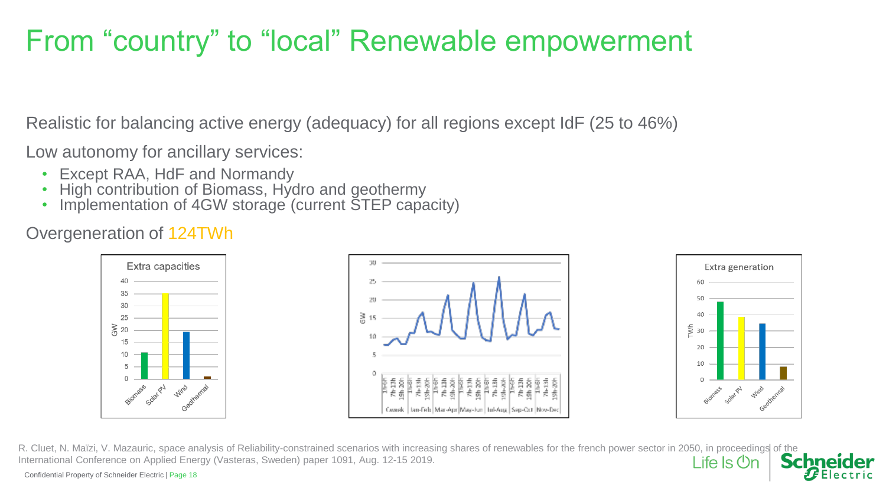# From "country" to "local" Renewable empowerment

Realistic for balancing active energy (adequacy) for all regions except IdF (25 to 46%)

Low autonomy for ancillary services:

- Except RAA, HdF and Normandy
- High contribution of Biomass, Hydro and geothermy
- Implementation of 4GW storage (current STEP capacity)

Overgeneration of 124TWh

R. Cluet, N. Maïzi, V. Mazauric, space analysis of Reliability-constrained scenarios with increasing shares of renewables for the french power sector in 2050, in proceedings of the International Conference on Applied Energy (Vasteras, Sweden) paper 1091, Aug. 12-15 2019.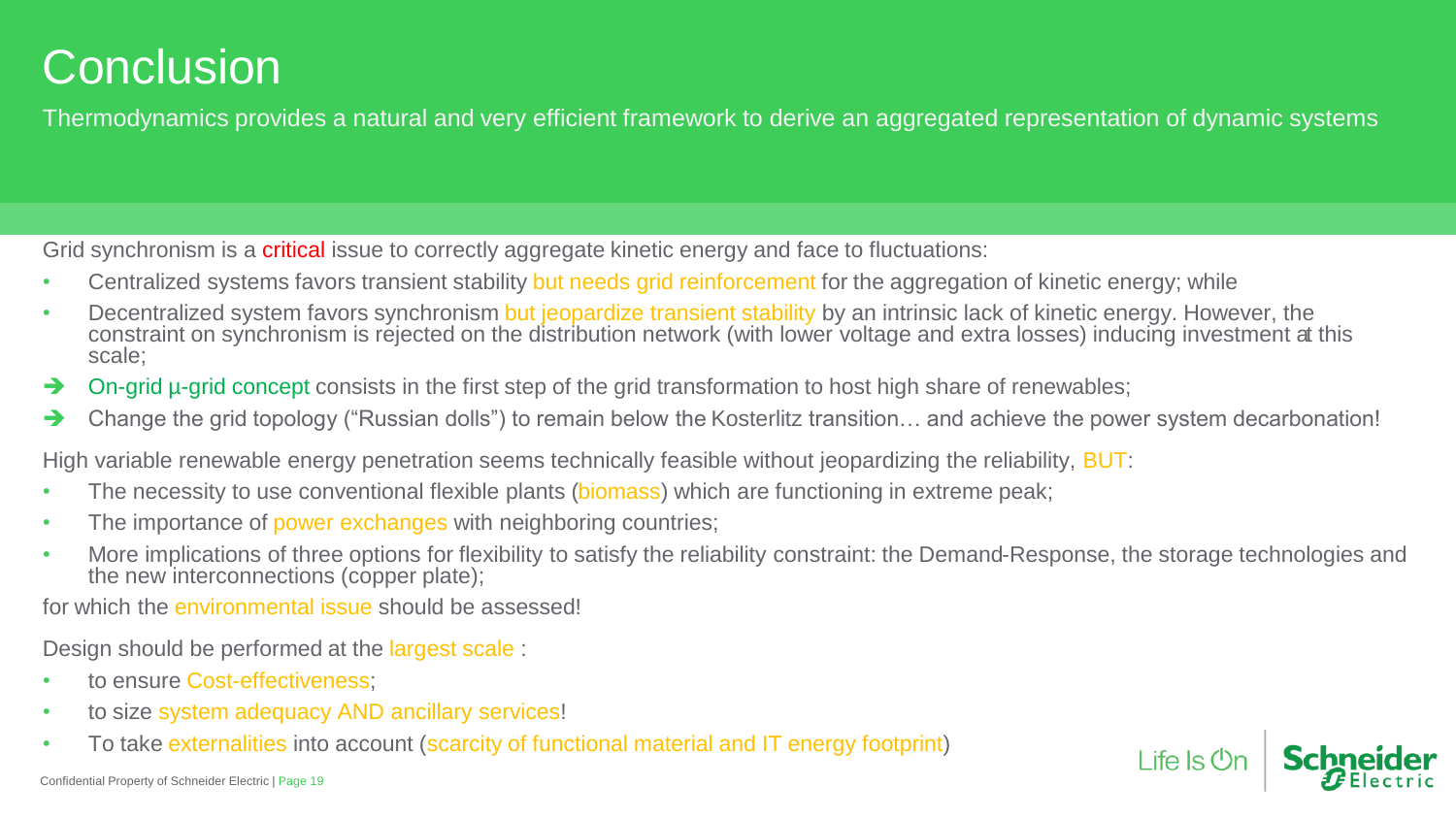# Conclusion

Thermodynamics provides a natural and very efficient framework to derive an aggregated representation of dynamic systems

Grid synchronism is a critical issue to correctly aggregate kinetic energy and face to fluctuations:

- Centralized systems favors transient stability but needs grid reinforcement for the aggregation of kinetic energy; while
- Decentralized system favors synchronism but jeopardize transient stability by an intrinsic lack of kinetic energy. However, the constraint on synchronism is rejected on the distribution network (with lower voltage and extra losses) inducing investment at this scale;

➔ On-grid µ-grid concept consists in the first step of the grid transformation to host high share of renewables;

➔ Change the grid topology ("Russian dolls") to remain below the Kosterlitz transition… and achieve the power system decarbonation!

High variable renewable energy penetration seems technically feasible without jeopardizing the reliability, BUT:

- The necessity to use conventional flexible plants (biomass) which are functioning in extreme peak;
- The importance of power exchanges with neighboring countries;
- More implications of three options for flexibility to satisfy the reliability constraint: the Demand-Response, the storage technologies and the new interconnections (copper plate);

for which the environmental issue should be assessed!

Design should be performed at the largest scale :

- to ensure Cost-effectiveness;
- to size system adequacy AND ancillary services!
- To take externalities into account (scarcity of functional material and IT energy footprint)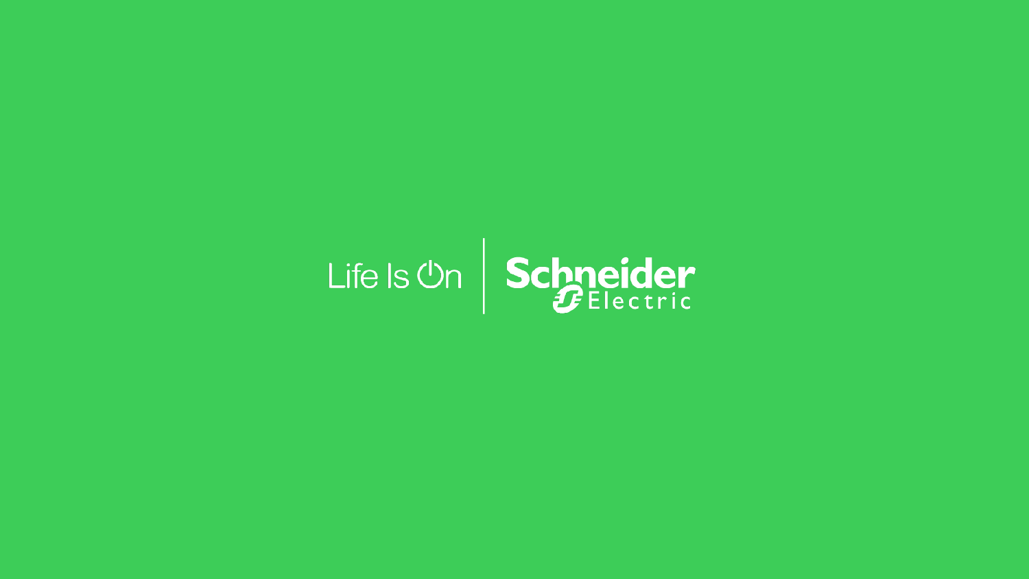Life Is On | Schneider Electric